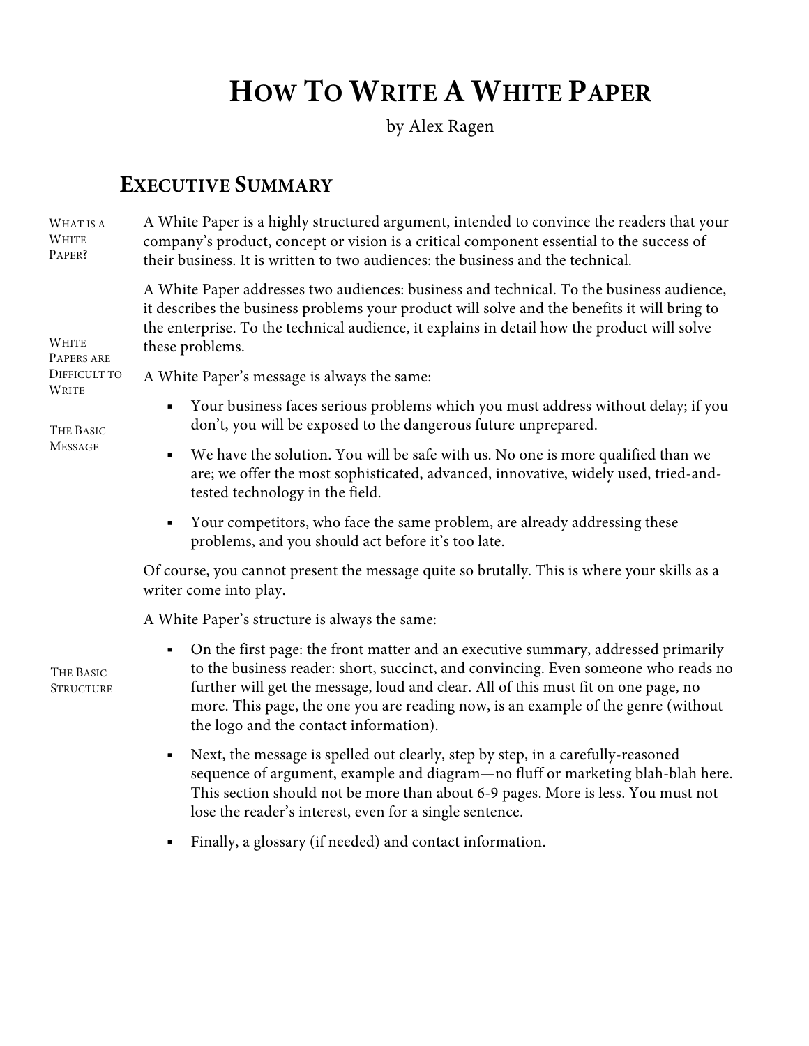# How To Write A White Paper

by Alex Ragen

## Executive Summary

*What is a White Paper?*

A White Paper is a highly structured argument, intended to convince the readers that your company's product, concept or vision is a critical component essential to the success of their business. It is written to two audiences: the business and the technical.

*White Papers are Difficult to Write*

A White Paper addresses two audiences: business and technical. To the business audience, it describes the business problems your product will solve and the benefits it will bring to the enterprise. To the technical audience, it explains in detail how the product will solve these problems.

*The Basic Message*

A White Paper's message is always the same:

- Your business faces serious problems which you must address without delay; if you don't, you will be exposed to the dangerous future unprepared.
- We have the solution. You will be safe with us. No one is more qualified than we are; we offer the most sophisticated, advanced, innovative, widely used, tried-and-tested technology in the field.
- Your competitors, who face the same problem, are already addressing these problems, and you should act before it's too late.

Of course, you cannot present the message quite so brutally. This is where your skills as a writer come into play.

*The Basic Structure*

A White Paper's structure is always the same:

- On the first page: the front matter and an executive summary, addressed primarily to the business reader: short, succinct, and convincing. Even someone who reads no further will get the message, loud and clear. All of this must fit on one page, no more. This page, the one you are reading now, is an example of the genre (without the logo and the contact information).
- Next, the message is spelled out clearly, step by step, in a carefully-reasoned sequence of argument, example and diagram—no fluff or marketing blah-blah here. This section should not be more than about 6-9 pages. More is less. You must not lose the reader's interest, even for a single sentence.
- Finally, a glossary (if needed) and contact information.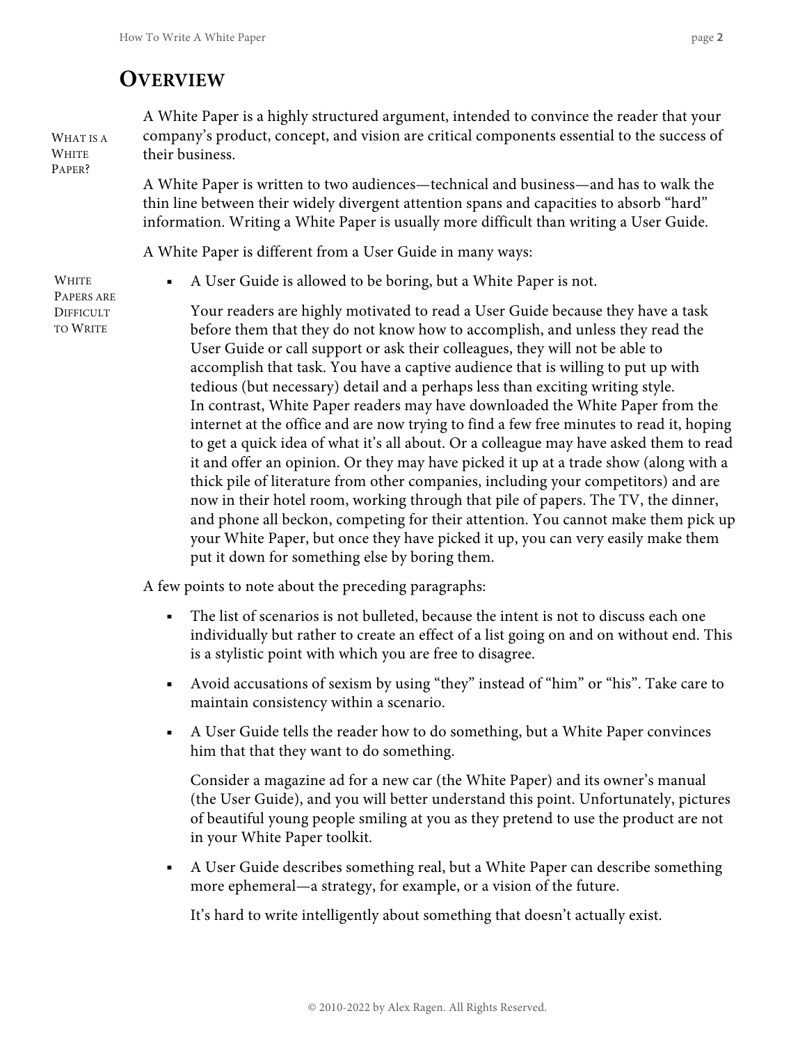# Overview

**What is a White Paper?**

A White Paper is a highly structured argument, intended to convince the reader that your company's product, concept, and vision are critical components essential to the success of their business.

A White Paper is written to two audiences—technical and business—and has to walk the thin line between their widely divergent attention spans and capacities to absorb "hard" information. Writing a White Paper is usually more difficult than writing a User Guide.

A White Paper is different from a User Guide in many ways:

**White Papers are Difficult to Write**

- A User Guide is allowed to be boring, but a White Paper is not.

  Your readers are highly motivated to read a User Guide because they have a task before them that they do not know how to accomplish, and unless they read the User Guide or call support or ask their colleagues, they will not be able to accomplish that task. You have a captive audience that is willing to put up with tedious (but necessary) detail and a perhaps less than exciting writing style.
  In contrast, White Paper readers may have downloaded the White Paper from the internet at the office and are now trying to find a few free minutes to read it, hoping to get a quick idea of what it's all about. Or a colleague may have asked them to read it and offer an opinion. Or they may have picked it up at a trade show (along with a thick pile of literature from other companies, including your competitors) and are now in their hotel room, working through that pile of papers. The TV, the dinner, and phone all beckon, competing for their attention. You cannot make them pick up your White Paper, but once they have picked it up, you can very easily make them put it down for something else by boring them.

A few points to note about the preceding paragraphs:

- The list of scenarios is not bulleted, because the intent is not to discuss each one individually but rather to create an effect of a list going on and on without end. This is a stylistic point with which you are free to disagree.
- Avoid accusations of sexism by using "they" instead of "him" or "his". Take care to maintain consistency within a scenario.
- A User Guide tells the reader how to do something, but a White Paper convinces him that that they want to do something.

  Consider a magazine ad for a new car (the White Paper) and its owner's manual (the User Guide), and you will better understand this point. Unfortunately, pictures of beautiful young people smiling at you as they pretend to use the product are not in your White Paper toolkit.

- A User Guide describes something real, but a White Paper can describe something more ephemeral—a strategy, for example, or a vision of the future.

  It's hard to write intelligently about something that doesn't actually exist.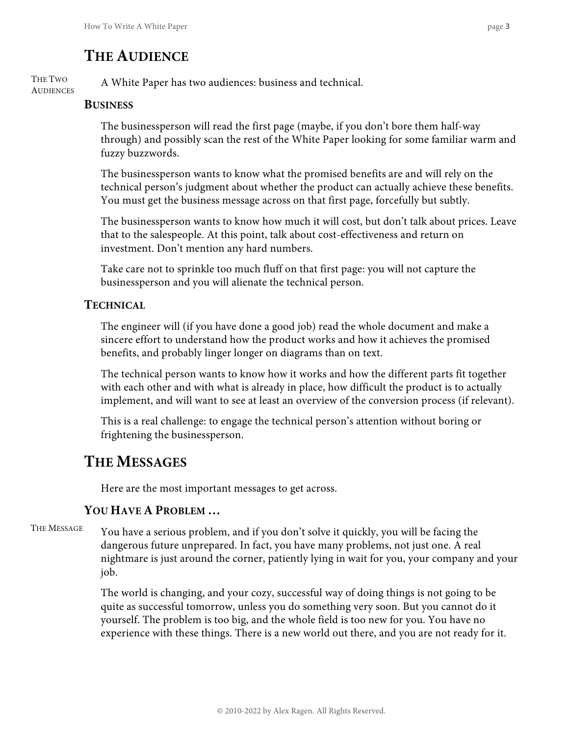# THE AUDIENCE

THE TWO AUDIENCES

A White Paper has two audiences: business and technical.

## BUSINESS

The businessperson will read the first page (maybe, if you don't bore them half-way through) and possibly scan the rest of the White Paper looking for some familiar warm and fuzzy buzzwords.

The businessperson wants to know what the promised benefits are and will rely on the technical person's judgment about whether the product can actually achieve these benefits. You must get the business message across on that first page, forcefully but subtly.

The businessperson wants to know how much it will cost, but don't talk about prices. Leave that to the salespeople. At this point, talk about cost-effectiveness and return on investment. Don't mention any hard numbers.

Take care not to sprinkle too much fluff on that first page: you will not capture the businessperson and you will alienate the technical person.

## TECHNICAL

The engineer will (if you have done a good job) read the whole document and make a sincere effort to understand how the product works and how it achieves the promised benefits, and probably linger longer on diagrams than on text.

The technical person wants to know how it works and how the different parts fit together with each other and with what is already in place, how difficult the product is to actually implement, and will want to see at least an overview of the conversion process (if relevant).

This is a real challenge: to engage the technical person's attention without boring or frightening the businessperson.

# THE MESSAGES

Here are the most important messages to get across.

## YOU HAVE A PROBLEM …

THE MESSAGE

You have a serious problem, and if you don't solve it quickly, you will be facing the dangerous future unprepared. In fact, you have many problems, not just one. A real nightmare is just around the corner, patiently lying in wait for you, your company and your job.

The world is changing, and your cozy, successful way of doing things is not going to be quite as successful tomorrow, unless you do something very soon. But you cannot do it yourself. The problem is too big, and the whole field is too new for you. You have no experience with these things. There is a new world out there, and you are not ready for it.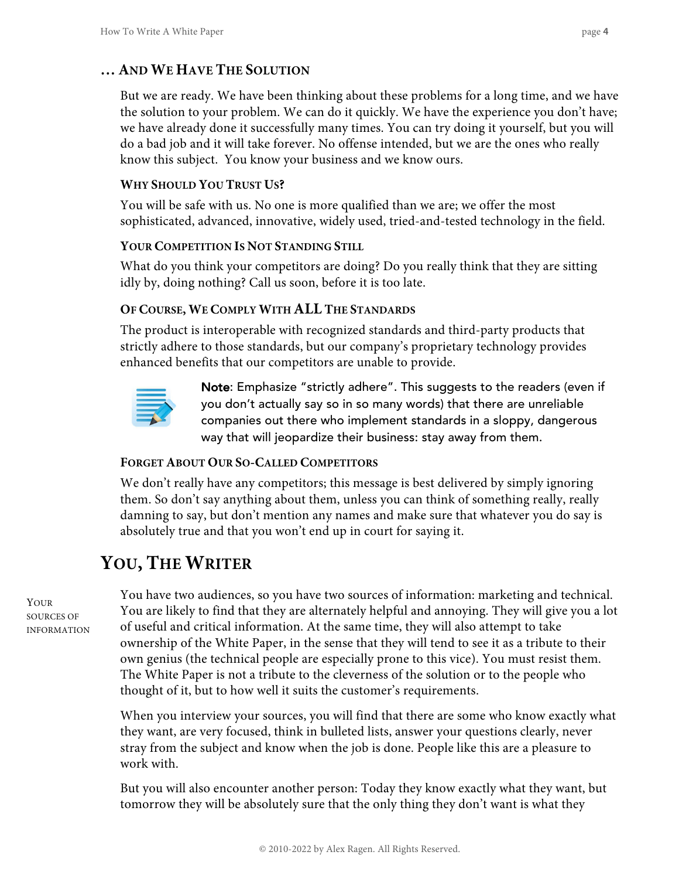## ... And We Have The Solution

But we are ready. We have been thinking about these problems for a long time, and we have the solution to your problem. We can do it quickly. We have the experience you don't have; we have already done it successfully many times. You can try doing it yourself, but you will do a bad job and it will take forever. No offense intended, but we are the ones who really know this subject. You know your business and we know ours.

### Why Should You Trust Us?

You will be safe with us. No one is more qualified than we are; we offer the most sophisticated, advanced, innovative, widely used, tried-and-tested technology in the field.

### Your Competition Is Not Standing Still

What do you think your competitors are doing? Do you really think that they are sitting idly by, doing nothing? Call us soon, before it is too late.

### Of Course, We Comply With ALL The Standards

The product is interoperable with recognized standards and third-party products that strictly adhere to those standards, but our company's proprietary technology provides enhanced benefits that our competitors are unable to provide.

**Note**: Emphasize "strictly adhere". This suggests to the readers (even if you don't actually say so in so many words) that there are unreliable companies out there who implement standards in a sloppy, dangerous way that will jeopardize their business: stay away from them.

### Forget About Our So-Called Competitors

We don't really have any competitors; this message is best delivered by simply ignoring them. So don't say anything about them, unless you can think of something really, really damning to say, but don't mention any names and make sure that whatever you do say is absolutely true and that you won't end up in court for saying it.

# You, The Writer

**Your sources of information**

You have two audiences, so you have two sources of information: marketing and technical. You are likely to find that they are alternately helpful and annoying. They will give you a lot of useful and critical information. At the same time, they will also attempt to take ownership of the White Paper, in the sense that they will tend to see it as a tribute to their own genius (the technical people are especially prone to this vice). You must resist them. The White Paper is not a tribute to the cleverness of the solution or to the people who thought of it, but to how well it suits the customer's requirements.

When you interview your sources, you will find that there are some who know exactly what they want, are very focused, think in bulleted lists, answer your questions clearly, never stray from the subject and know when the job is done. People like this are a pleasure to work with.

But you will also encounter another person: Today they know exactly what they want, but tomorrow they will be absolutely sure that the only thing they don't want is what they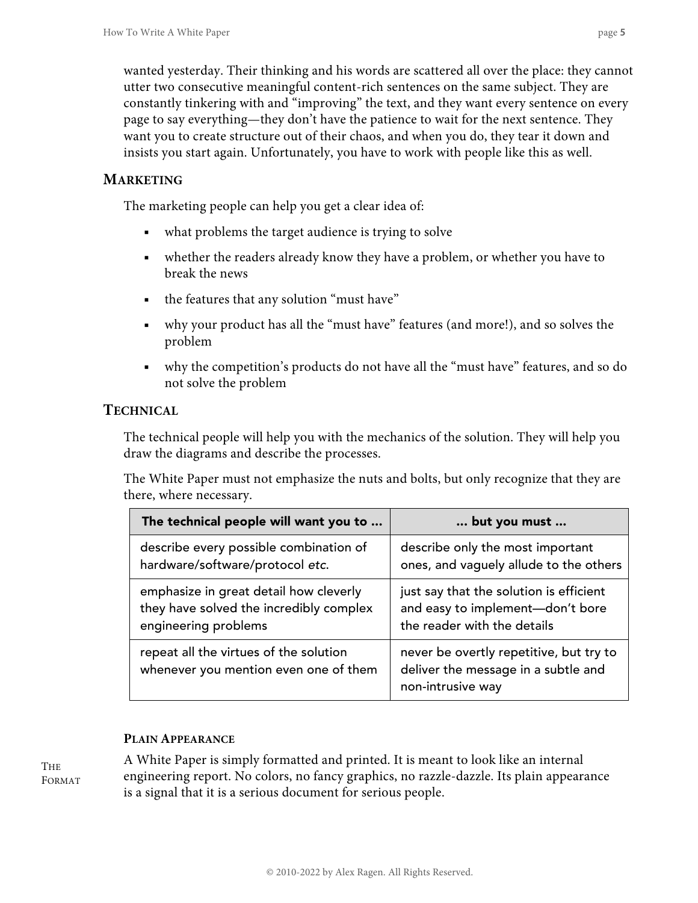wanted yesterday. Their thinking and his words are scattered all over the place: they cannot utter two consecutive meaningful content-rich sentences on the same subject. They are constantly tinkering with and "improving" the text, and they want every sentence on every page to say everything—they don't have the patience to wait for the next sentence. They want you to create structure out of their chaos, and when you do, they tear it down and insists you start again. Unfortunately, you have to work with people like this as well.

### Marketing

The marketing people can help you get a clear idea of:

- what problems the target audience is trying to solve
- whether the readers already know they have a problem, or whether you have to break the news
- the features that any solution "must have"
- why your product has all the "must have" features (and more!), and so solves the problem
- why the competition's products do not have all the "must have" features, and so do not solve the problem

### Technical

The technical people will help you with the mechanics of the solution. They will help you draw the diagrams and describe the processes.

The White Paper must not emphasize the nuts and bolts, but only recognize that they are there, where necessary.

| The technical people will want you to … | … but you must … |
|---|---|
| describe every possible combination of hardware/software/protocol *etc.* | describe only the most important ones, and vaguely allude to the others |
| emphasize in great detail how cleverly they have solved the incredibly complex engineering problems | just say that the solution is efficient and easy to implement—don't bore the reader with the details |
| repeat all the virtues of the solution whenever you mention even one of them | never be overtly repetitive, but try to deliver the message in a subtle and non-intrusive way |

## The Format

#### Plain Appearance

A White Paper is simply formatted and printed. It is meant to look like an internal engineering report. No colors, no fancy graphics, no razzle-dazzle. Its plain appearance is a signal that it is a serious document for serious people.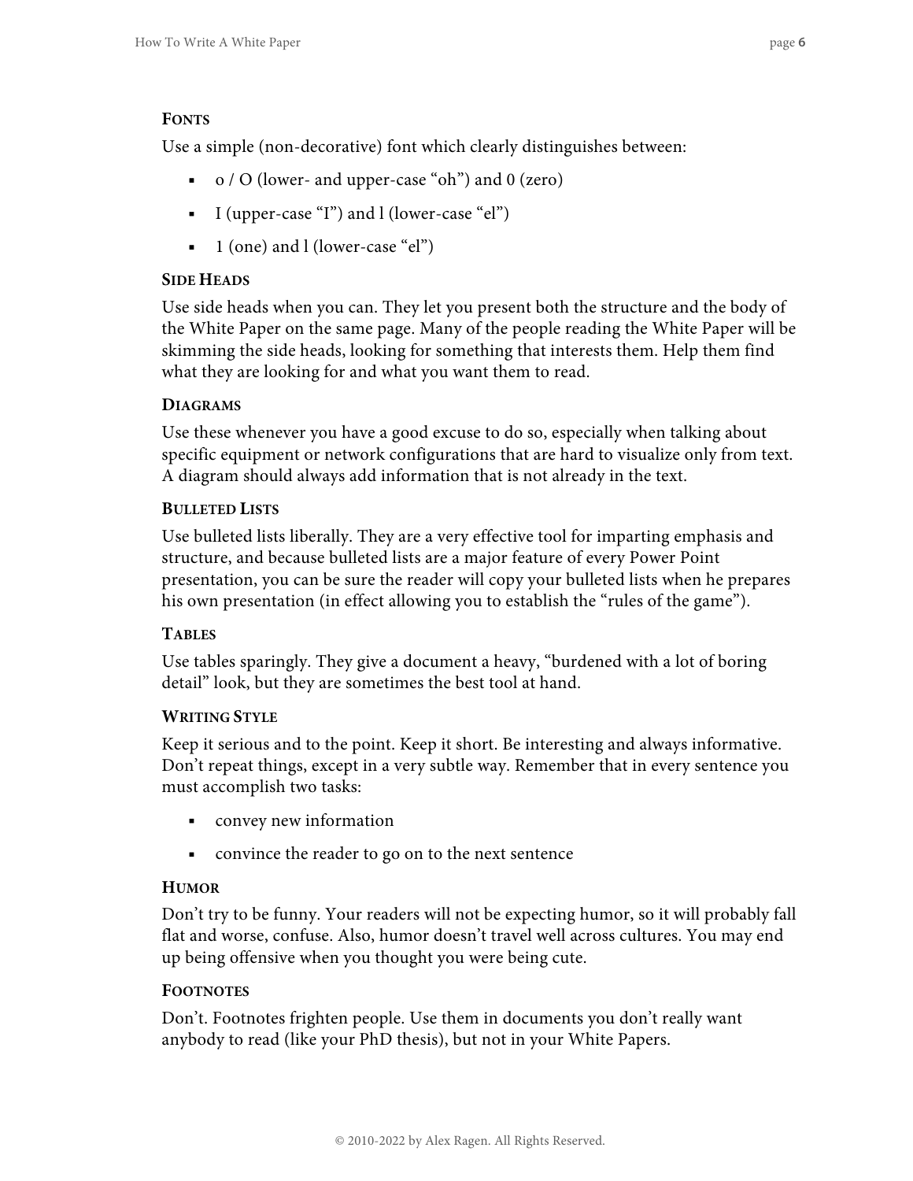#### Fonts

Use a simple (non-decorative) font which clearly distinguishes between:

- o / O (lower- and upper-case "oh") and 0 (zero)
- I (upper-case "I") and l (lower-case "el")
- 1 (one) and l (lower-case "el")

#### Side Heads

Use side heads when you can. They let you present both the structure and the body of the White Paper on the same page. Many of the people reading the White Paper will be skimming the side heads, looking for something that interests them. Help them find what they are looking for and what you want them to read.

#### Diagrams

Use these whenever you have a good excuse to do so, especially when talking about specific equipment or network configurations that are hard to visualize only from text. A diagram should always add information that is not already in the text.

#### Bulleted Lists

Use bulleted lists liberally. They are a very effective tool for imparting emphasis and structure, and because bulleted lists are a major feature of every Power Point presentation, you can be sure the reader will copy your bulleted lists when he prepares his own presentation (in effect allowing you to establish the "rules of the game").

#### Tables

Use tables sparingly. They give a document a heavy, "burdened with a lot of boring detail" look, but they are sometimes the best tool at hand.

#### Writing Style

Keep it serious and to the point. Keep it short. Be interesting and always informative. Don't repeat things, except in a very subtle way. Remember that in every sentence you must accomplish two tasks:

- convey new information
- convince the reader to go on to the next sentence

#### Humor

Don't try to be funny. Your readers will not be expecting humor, so it will probably fall flat and worse, confuse. Also, humor doesn't travel well across cultures. You may end up being offensive when you thought you were being cute.

#### Footnotes

Don't. Footnotes frighten people. Use them in documents you don't really want anybody to read (like your PhD thesis), but not in your White Papers.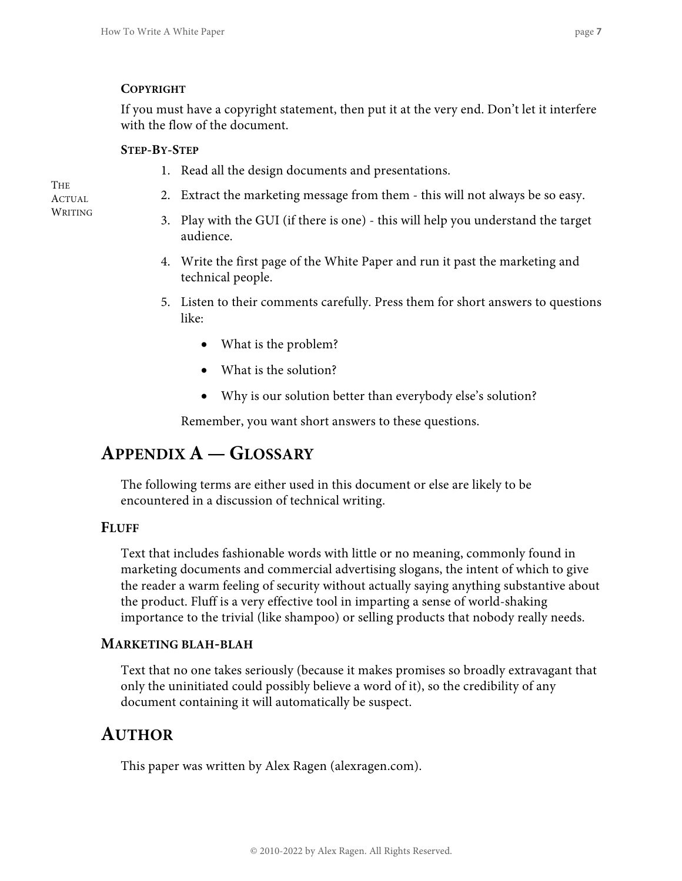### Copyright

If you must have a copyright statement, then put it at the very end. Don't let it interfere with the flow of the document.

### Step-By-Step

The Actual Writing

1. Read all the design documents and presentations.
2. Extract the marketing message from them - this will not always be so easy.
3. Play with the GUI (if there is one) - this will help you understand the target audience.
4. Write the first page of the White Paper and run it past the marketing and technical people.
5. Listen to their comments carefully. Press them for short answers to questions like:
   - What is the problem?
   - What is the solution?
   - Why is our solution better than everybody else's solution?

   Remember, you want short answers to these questions.

## Appendix A — Glossary

The following terms are either used in this document or else are likely to be encountered in a discussion of technical writing.

### Fluff

Text that includes fashionable words with little or no meaning, commonly found in marketing documents and commercial advertising slogans, the intent of which to give the reader a warm feeling of security without actually saying anything substantive about the product. Fluff is a very effective tool in imparting a sense of world-shaking importance to the trivial (like shampoo) or selling products that nobody really needs.

### Marketing blah-blah

Text that no one takes seriously (because it makes promises so broadly extravagant that only the uninitiated could possibly believe a word of it), so the credibility of any document containing it will automatically be suspect.

## Author

This paper was written by Alex Ragen (alexragen.com).